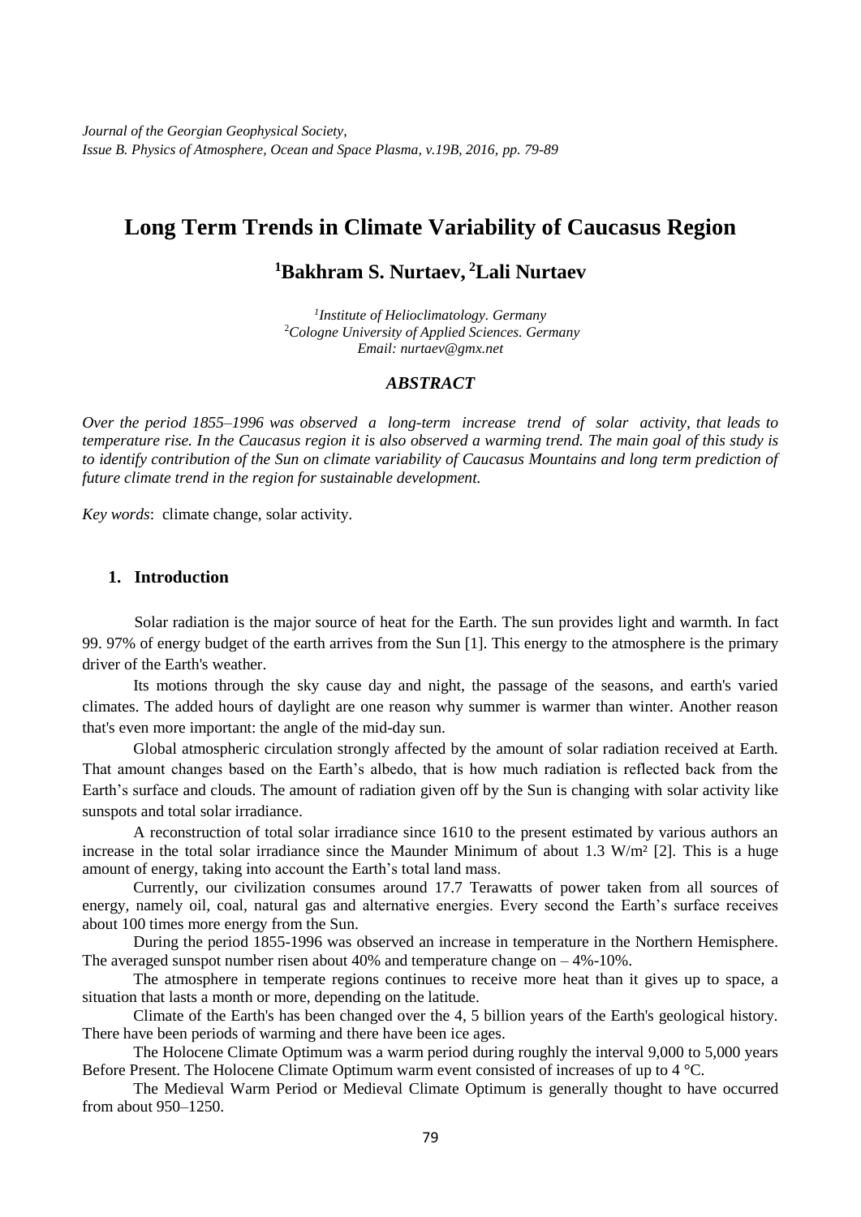*Journal of the Georgian Geophysical Society,*
*Issue B. Physics of Atmosphere, Ocean and Space Plasma, v.19B, 2016, pp. 79-89*

# Long Term Trends in Climate Variability of Caucasus Region

## [1]Bakhram S. Nurtaev, [2]Lali Nurtaev

*[1]Institute of Helioclimatology. Germany*
*[2]Cologne University of Applied Sciences. Germany*
*Email: nurtaev@gmx.net*

### *ABSTRACT*

*Over the period 1855–1996 was observed a long-term increase trend of solar activity, that leads to temperature rise. In the Caucasus region it is also observed a warming trend. The main goal of this study is to identify contribution of the Sun on climate variability of Caucasus Mountains and long term prediction of future climate trend in the region for sustainable development.*

*Key words*: climate change, solar activity.

## 1. Introduction

Solar radiation is the major source of heat for the Earth. The sun provides light and warmth. In fact 99. 97% of energy budget of the earth arrives from the Sun [1]. This energy to the atmosphere is the primary driver of the Earth's weather.

Its motions through the sky cause day and night, the passage of the seasons, and earth's varied climates. The added hours of daylight are one reason why summer is warmer than winter. Another reason that's even more important: the angle of the mid-day sun.

Global atmospheric circulation strongly affected by the amount of solar radiation received at Earth. That amount changes based on the Earth's albedo, that is how much radiation is reflected back from the Earth's surface and clouds. The amount of radiation given off by the Sun is changing with solar activity like sunspots and total solar irradiance.

A reconstruction of total solar irradiance since 1610 to the present estimated by various authors an increase in the total solar irradiance since the Maunder Minimum of about 1.3 W/m² [2]. This is a huge amount of energy, taking into account the Earth's total land mass.

Currently, our civilization consumes around 17.7 Terawatts of power taken from all sources of energy, namely oil, coal, natural gas and alternative energies. Every second the Earth's surface receives about 100 times more energy from the Sun.

During the period 1855-1996 was observed an increase in temperature in the Northern Hemisphere. The averaged sunspot number risen about 40% and temperature change on – 4%-10%.

The atmosphere in temperate regions continues to receive more heat than it gives up to space, a situation that lasts a month or more, depending on the latitude.

Climate of the Earth's has been changed over the 4, 5 billion years of the Earth's geological history. There have been periods of warming and there have been ice ages.

The Holocene Climate Optimum was a warm period during roughly the interval 9,000 to 5,000 years Before Present. The Holocene Climate Optimum warm event consisted of increases of up to 4 °C.

The Medieval Warm Period or Medieval Climate Optimum is generally thought to have occurred from about 950–1250.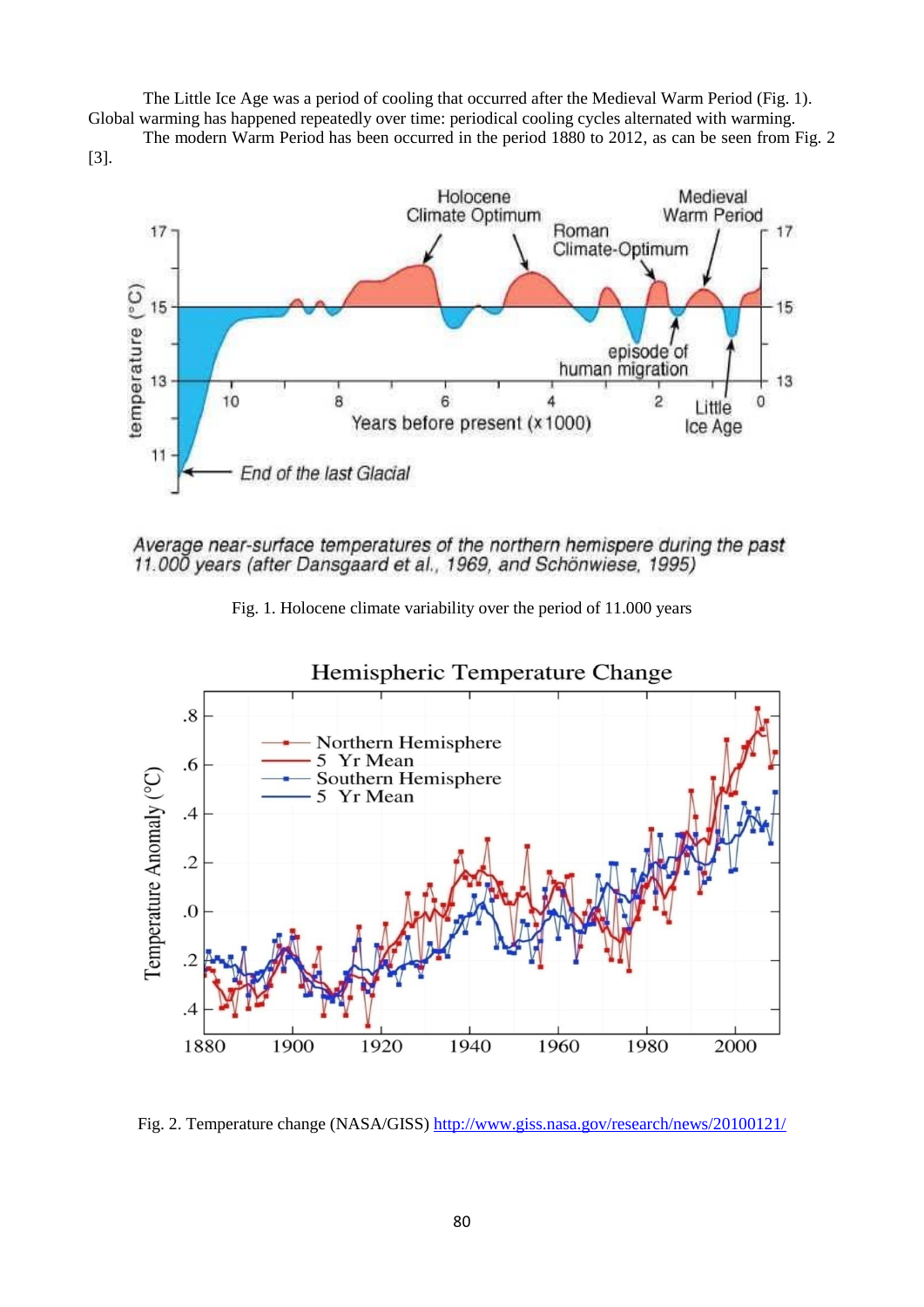The Little Ice Age was a period of cooling that occurred after the Medieval Warm Period (Fig. 1). Global warming has happened repeatedly over time: periodical cooling cycles alternated with warming.

The modern Warm Period has been occurred in the period 1880 to 2012, as can be seen from Fig. 2 [3].

*Average near-surface temperatures of the northern hemispere during the past 11.000 years (after Dansgaard et al., 1969, and Schönwiese, 1995)*

Fig. 1. Holocene climate variability over the period of 11.000 years

Fig. 2. Temperature change (NASA/GISS) http://www.giss.nasa.gov/research/news/20100121/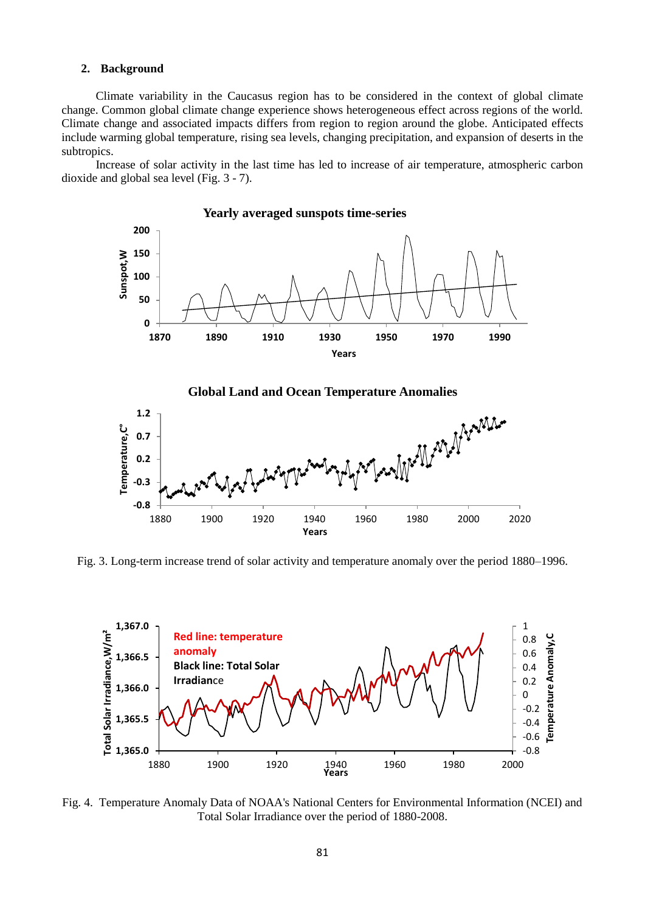## 2. Background

Climate variability in the Caucasus region has to be considered in the context of global climate change. Common global climate change experience shows heterogeneous effect across regions of the world. Climate change and associated impacts differs from region to region around the globe. Anticipated effects include warming global temperature, rising sea levels, changing precipitation, and expansion of deserts in the subtropics.

Increase of solar activity in the last time has led to increase of air temperature, atmospheric carbon dioxide and global sea level (Fig. 3 - 7).

Fig. 3. Long-term increase trend of solar activity and temperature anomaly over the period 1880–1996.

Fig. 4. Temperature Anomaly Data of NOAA's National Centers for Environmental Information (NCEI) and Total Solar Irradiance over the period of 1880-2008.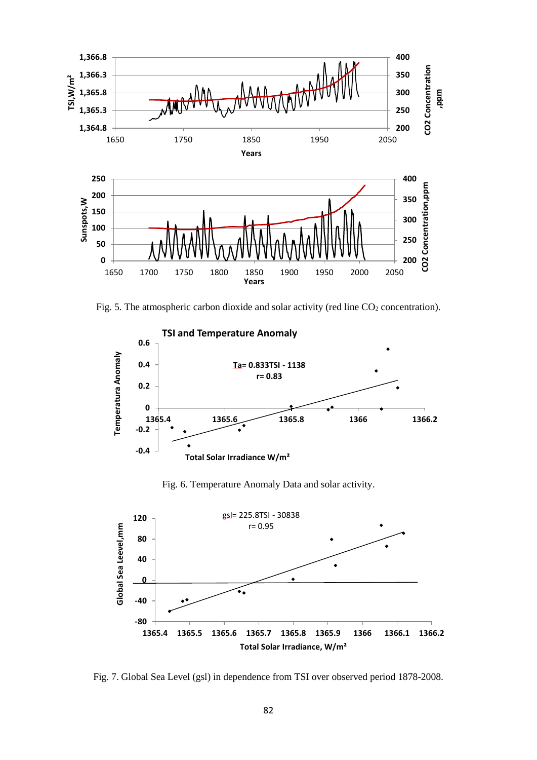Fig. 5. The atmospheric carbon dioxide and solar activity (red line $CO_2$ concentration).

Fig. 6. Temperature Anomaly Data and solar activity.

Fig. 7. Global Sea Level (gsl) in dependence from TSI over observed period 1878-2008.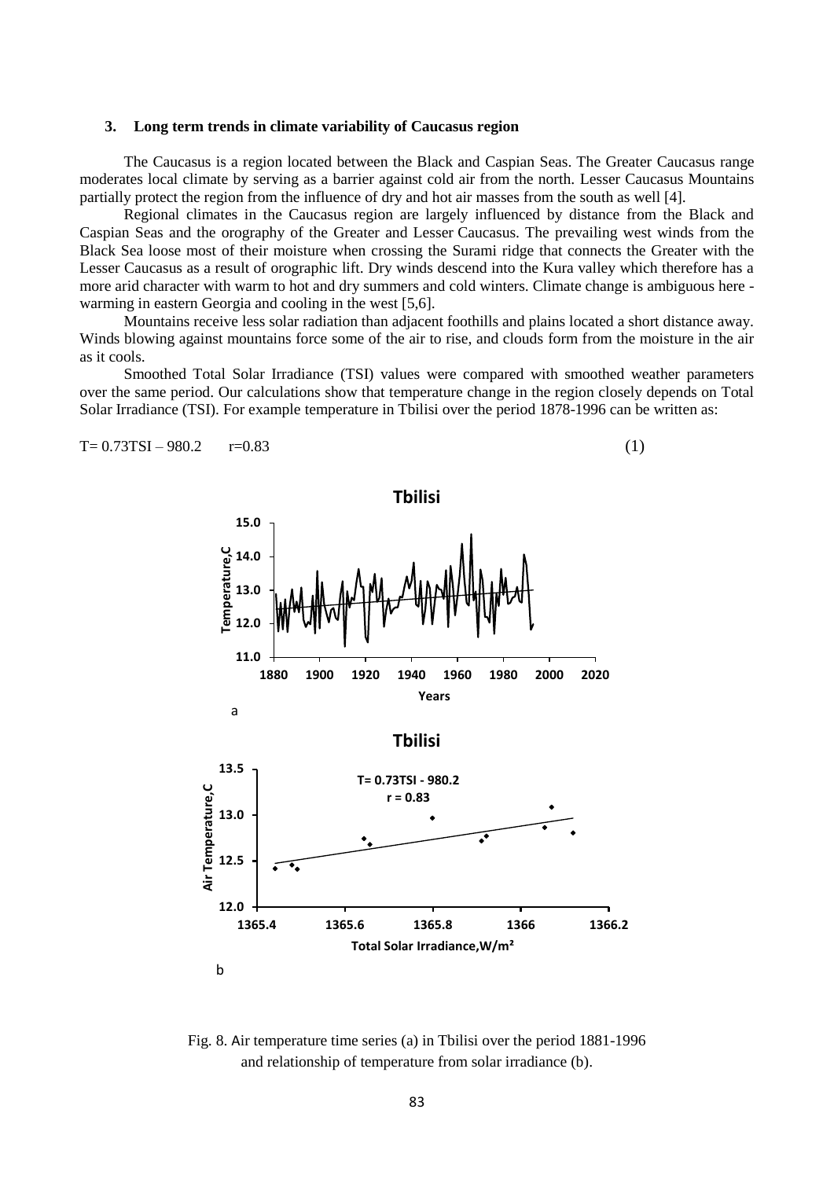### 3. Long term trends in climate variability of Caucasus region

The Caucasus is a region located between the Black and Caspian Seas. The Greater Caucasus range moderates local climate by serving as a barrier against cold air from the north. Lesser Caucasus Mountains partially protect the region from the influence of dry and hot air masses from the south as well [4].

Regional climates in the Caucasus region are largely influenced by distance from the Black and Caspian Seas and the orography of the Greater and Lesser Caucasus. The prevailing west winds from the Black Sea loose most of their moisture when crossing the Surami ridge that connects the Greater with the Lesser Caucasus as a result of orographic lift. Dry winds descend into the Kura valley which therefore has a more arid character with warm to hot and dry summers and cold winters. Climate change is ambiguous here - warming in eastern Georgia and cooling in the west [5,6].

Mountains receive less solar radiation than adjacent foothills and plains located a short distance away. Winds blowing against mountains force some of the air to rise, and clouds form from the moisture in the air as it cools.

Smoothed Total Solar Irradiance (TSI) values were compared with smoothed weather parameters over the same period. Our calculations show that temperature change in the region closely depends on Total Solar Irradiance (TSI). For example temperature in Tbilisi over the period 1878-1996 can be written as:

$$T = 0.73TSI - 980.2 \qquad r = 0.83 \tag{1}$$

Fig. 8. Air temperature time series (a) in Tbilisi over the period 1881-1996 and relationship of temperature from solar irradiance (b).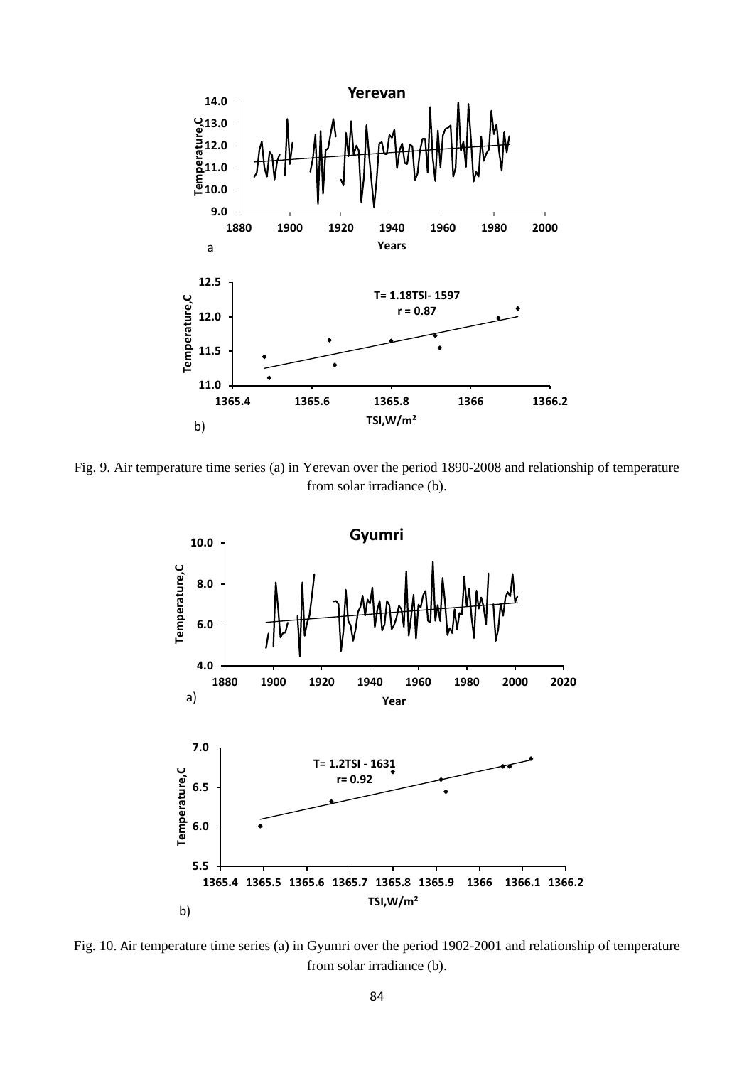Fig. 9. Air temperature time series (a) in Yerevan over the period 1890-2008 and relationship of temperature from solar irradiance (b).

Fig. 10. Air temperature time series (a) in Gyumri over the period 1902-2001 and relationship of temperature from solar irradiance (b).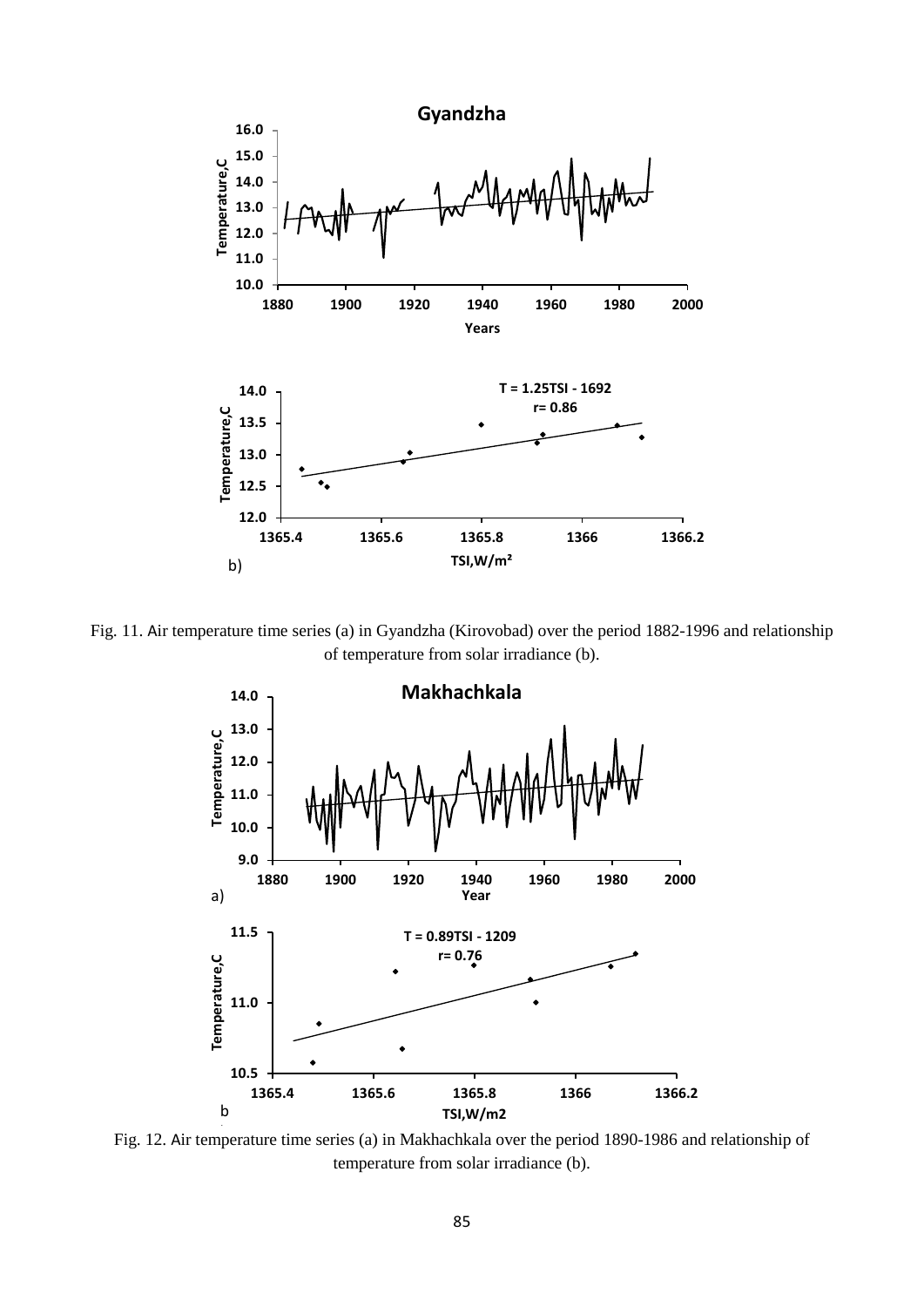Fig. 11. Air temperature time series (a) in Gyandzha (Kirovobad) over the period 1882-1996 and relationship of temperature from solar irradiance (b).

Fig. 12. Air temperature time series (a) in Makhachkala over the period 1890-1986 and relationship of temperature from solar irradiance (b).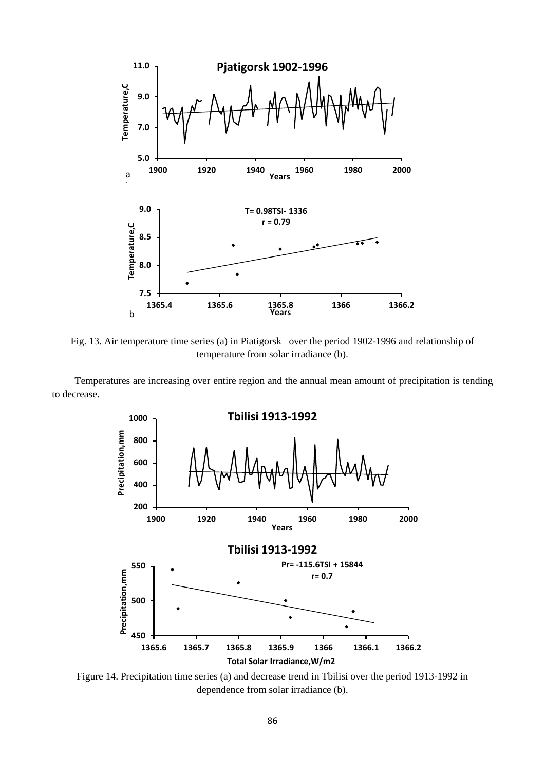Fig. 13. Air temperature time series (a) in Piatigorsk over the period 1902-1996 and relationship of temperature from solar irradiance (b).

Temperatures are increasing over entire region and the annual mean amount of precipitation is tending to decrease.

Figure 14. Precipitation time series (a) and decrease trend in Tbilisi over the period 1913-1992 in dependence from solar irradiance (b).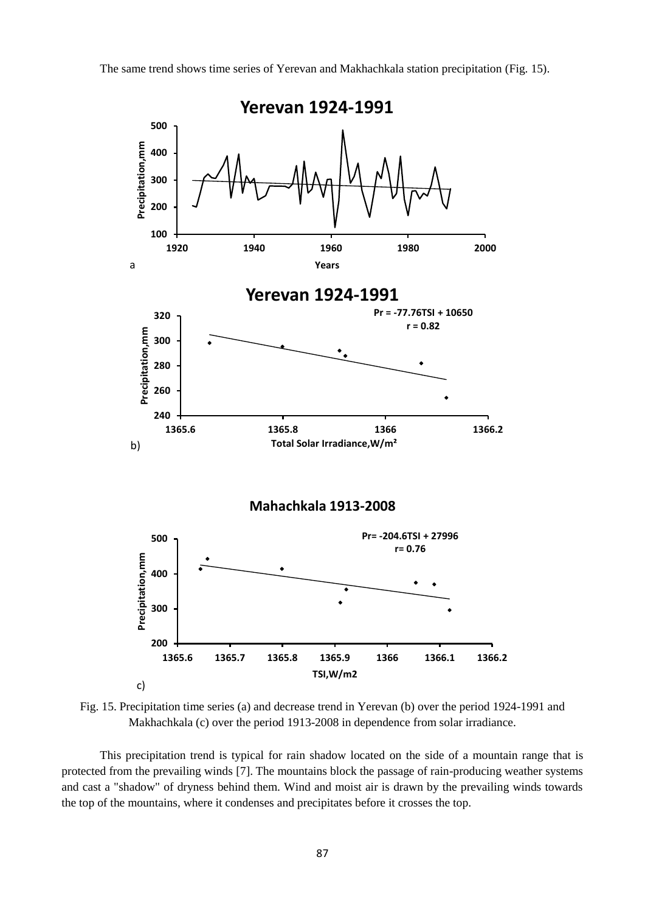The same trend shows time series of Yerevan and Makhachkala station precipitation (Fig. 15).

Fig. 15. Precipitation time series (a) and decrease trend in Yerevan (b) over the period 1924-1991 and Makhachkala (c) over the period 1913-2008 in dependence from solar irradiance.

This precipitation trend is typical for rain shadow located on the side of a mountain range that is protected from the prevailing winds [7]. The mountains block the passage of rain-producing weather systems and cast a "shadow" of dryness behind them. Wind and moist air is drawn by the prevailing winds towards the top of the mountains, where it condenses and precipitates before it crosses the top.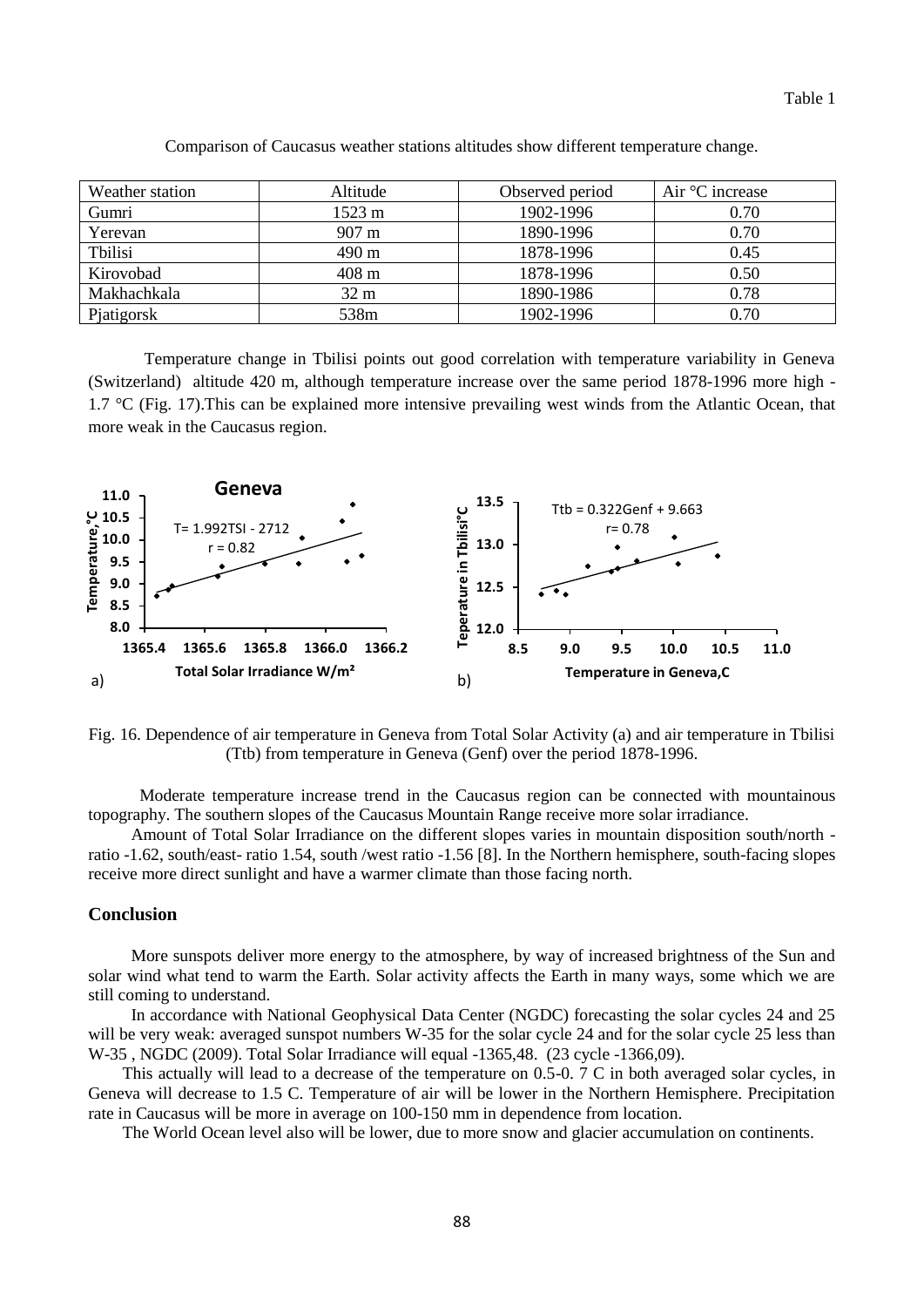Table 1

Comparison of Caucasus weather stations altitudes show different temperature change.

| Weather station | Altitude | Observed period | Air °C increase |
|---|---|---|---|
| Gumri | 1523 m | 1902-1996 | 0.70 |
| Yerevan | 907 m | 1890-1996 | 0.70 |
| Tbilisi | 490 m | 1878-1996 | 0.45 |
| Kirovobad | 408 m | 1878-1996 | 0.50 |
| Makhachkala | 32 m | 1890-1986 | 0.78 |
| Pjatigorsk | 538m | 1902-1996 | 0.70 |

Temperature change in Tbilisi points out good correlation with temperature variability in Geneva (Switzerland) altitude 420 m, although temperature increase over the same period 1878-1996 more high - 1.7 °C (Fig. 17).This can be explained more intensive prevailing west winds from the Atlantic Ocean, that more weak in the Caucasus region.

Fig. 16. Dependence of air temperature in Geneva from Total Solar Activity (a) and air temperature in Tbilisi (Ttb) from temperature in Geneva (Genf) over the period 1878-1996.

Moderate temperature increase trend in the Caucasus region can be connected with mountainous topography. The southern slopes of the Caucasus Mountain Range receive more solar irradiance.

Amount of Total Solar Irradiance on the different slopes varies in mountain disposition south/north - ratio -1.62, south/east- ratio 1.54, south /west ratio -1.56 [8]. In the Northern hemisphere, south-facing slopes receive more direct sunlight and have a warmer climate than those facing north.

## Conclusion

More sunspots deliver more energy to the atmosphere, by way of increased brightness of the Sun and solar wind what tend to warm the Earth. Solar activity affects the Earth in many ways, some which we are still coming to understand.

In accordance with National Geophysical Data Center (NGDC) forecasting the solar cycles 24 and 25 will be very weak: averaged sunspot numbers W-35 for the solar cycle 24 and for the solar cycle 25 less than W-35 , NGDC (2009). Total Solar Irradiance will equal -1365,48. (23 cycle -1366,09).

This actually will lead to a decrease of the temperature on 0.5-0. 7 C in both averaged solar cycles, in Geneva will decrease to 1.5 C. Temperature of air will be lower in the Northern Hemisphere. Precipitation rate in Caucasus will be more in average on 100-150 mm in dependence from location.

The World Ocean level also will be lower, due to more snow and glacier accumulation on continents.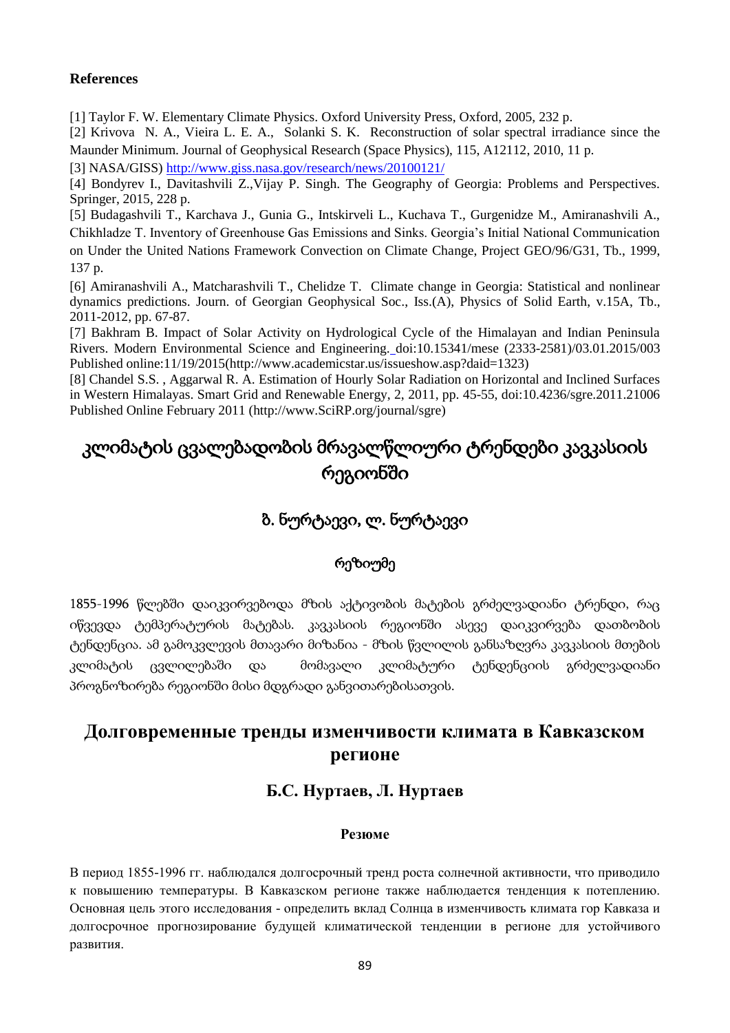**References**

[1] Taylor F. W. Elementary Climate Physics. Oxford University Press, Oxford, 2005, 232 p.

[2] Krivova N. A., Vieira L. E. A., Solanki S. K. Reconstruction of solar spectral irradiance since the Maunder Minimum. Journal of Geophysical Research (Space Physics), 115, A12112, 2010, 11 p.

[3] NASA/GISS) http://www.giss.nasa.gov/research/news/20100121/

[4] Bondyrev I., Davitashvili Z.,Vijay P. Singh. The Geography of Georgia: Problems and Perspectives. Springer, 2015, 228 p.

[5] Budagashvili T., Karchava J., Gunia G., Intskirveli L., Kuchava T., Gurgenidze M., Amiranashvili A., Chikhladze T. Inventory of Greenhouse Gas Emissions and Sinks. Georgia's Initial National Communication on Under the United Nations Framework Convection on Climate Change, Project GEO/96/G31, Tb., 1999, 137 p.

[6] Amiranashvili A., Matcharashvili T., Chelidze T. Climate change in Georgia: Statistical and nonlinear dynamics predictions. Journ. of Georgian Geophysical Soc., Iss.(A), Physics of Solid Earth, v.15A, Tb., 2011-2012, pp. 67-87.

[7] Bakhram B. Impact of Solar Activity on Hydrological Cycle of the Himalayan and Indian Peninsula Rivers. Modern Environmental Science and Engineering. doi:10.15341/mese (2333-2581)/03.01.2015/003 Published online:11/19/2015(http://www.academicstar.us/issueshow.asp?daid=1323)

[8] Chandel S.S. , Aggarwal R. A. Estimation of Hourly Solar Radiation on Horizontal and Inclined Surfaces in Western Himalayas. Smart Grid and Renewable Energy, 2, 2011, pp. 45-55, doi:10.4236/sgre.2011.21006 Published Online February 2011 (http://www.SciRP.org/journal/sgre)

# კლიმატის ცვალებადობის მრავალწლიური ტრენდები კავკასიის რეგიონში

## ბ. ნურტაევი, ლ. ნურტაევი

### რეზიუმე

1855-1996 წლებში დაიკვირვებოდა მზის აქტივობის მატების გრძელვადიანი ტრენდი, რაც იწვევდა ტემპერატურის მატებას. კავკასიის რეგიონში ასევე დაიკვირვება დათბობის ტენდენცია. ამ გამოკვლევის მთავარი მიზანია - მზის წვლილის განსაზღვრა კავკასიის მთების კლიმატის ცვლილებაში და მომავალი კლიმატური ტენდენციის გრძელვადიანი პროგნოზირება რეგიონში მისი მდგრადი განვითარებისათვის.

# Долговременные тренды изменчивости климата в Кавказском регионе

## Б.С. Нуртаев, Л. Нуртаев

### Резюме

В период 1855-1996 гг. наблюдался долгосрочный тренд роста солнечной активности, что приводило к повышению температуры. В Кавказском регионе также наблюдается тенденция к потеплению. Основная цель этого исследования - определить вклад Солнца в изменчивость климата гор Кавказа и долгосрочное прогнозирование будущей климатической тенденции в регионе для устойчивого развития.